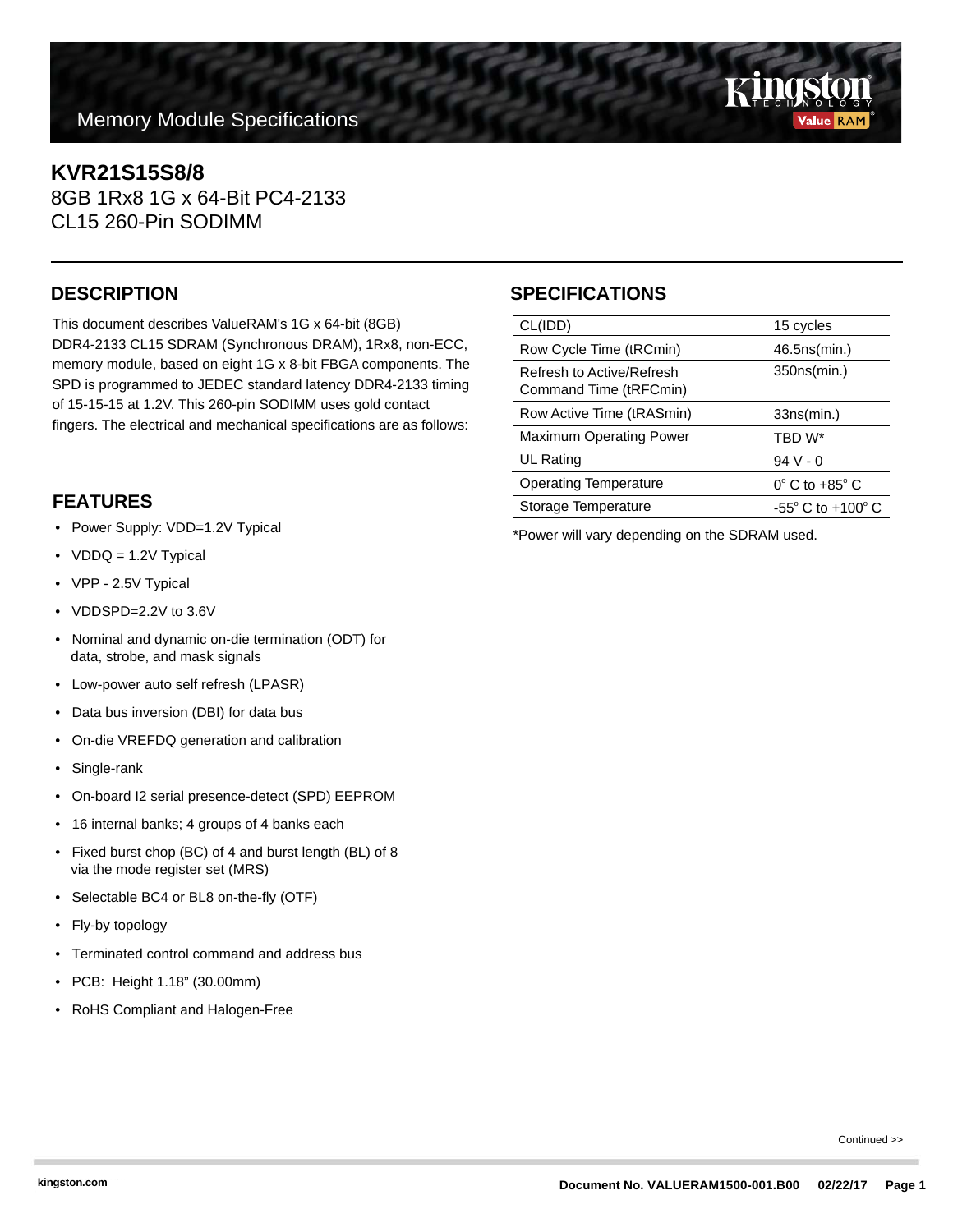Memory Module Specifications

# KVR21S15S8/8

8GB 1Rx8 1G x 64-Bit PC4-2133
CL15 260-Pin SODIMM

## DESCRIPTION

This document describes ValueRAM's 1G x 64-bit (8GB) DDR4-2133 CL15 SDRAM (Synchronous DRAM), 1Rx8, non-ECC, memory module, based on eight 1G x 8-bit FBGA components. The SPD is programmed to JEDEC standard latency DDR4-2133 timing of 15-15-15 at 1.2V. This 260-pin SODIMM uses gold contact fingers. The electrical and mechanical specifications are as follows:

## FEATURES

- Power Supply: VDD=1.2V Typical
- VDDQ = 1.2V Typical
- VPP - 2.5V Typical
- VDDSPD=2.2V to 3.6V
- Nominal and dynamic on-die termination (ODT) for data, strobe, and mask signals
- Low-power auto self refresh (LPASR)
- Data bus inversion (DBI) for data bus
- On-die VREFDQ generation and calibration
- Single-rank
- On-board I2 serial presence-detect (SPD) EEPROM
- 16 internal banks; 4 groups of 4 banks each
- Fixed burst chop (BC) of 4 and burst length (BL) of 8 via the mode register set (MRS)
- Selectable BC4 or BL8 on-the-fly (OTF)
- Fly-by topology
- Terminated control command and address bus
- PCB: Height 1.18" (30.00mm)
- RoHS Compliant and Halogen-Free

## SPECIFICATIONS

| | |
|---|---|
| CL(IDD) | 15 cycles |
| Row Cycle Time (tRCmin) | 46.5ns(min.) |
| Refresh to Active/Refresh Command Time (tRFCmin) | 350ns(min.) |
| Row Active Time (tRASmin) | 33ns(min.) |
| Maximum Operating Power | TBD W* |
| UL Rating | 94 V - 0 |
| Operating Temperature | $0^{\circ}$ C to $+85^{\circ}$ C |
| Storage Temperature | $-55^{\circ}$ C to $+100^{\circ}$ C |

*Power will vary depending on the SDRAM used.

Continued >>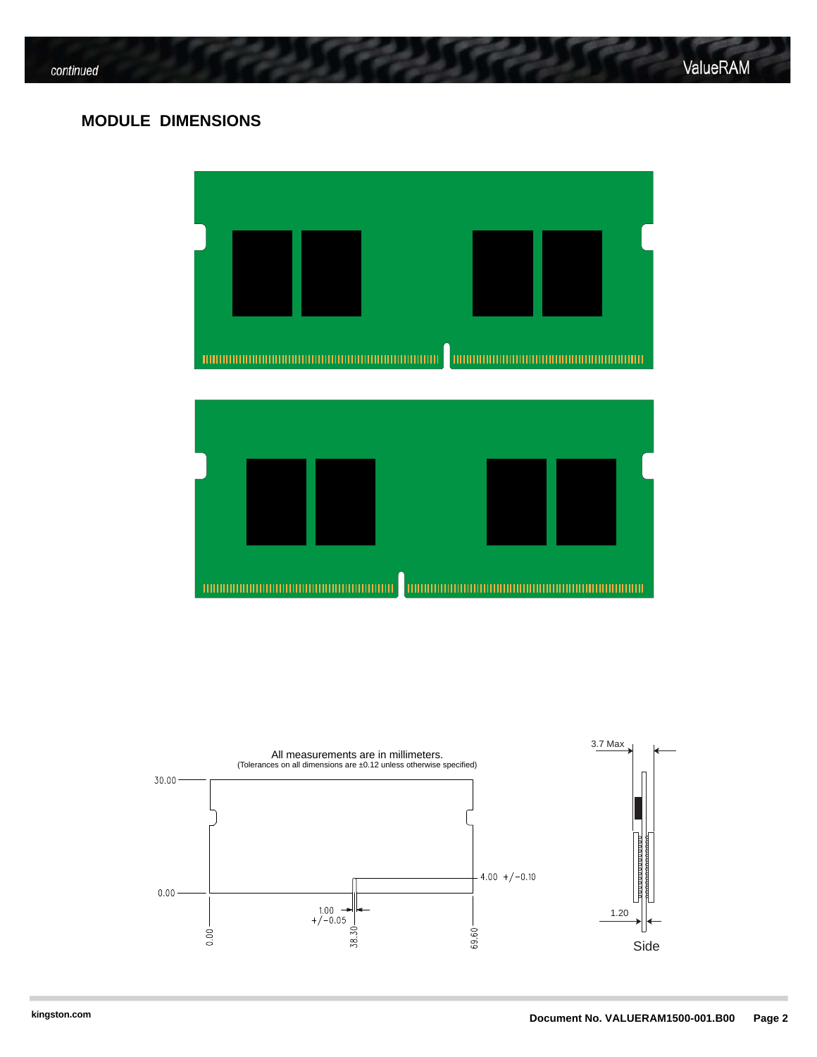## MODULE DIMENSIONS

All measurements are in millimeters.
(Tolerances on all dimensions are ±0.12 unless otherwise specified)

30.00
0.00
0.00
38.30
69.60
4.00 +/−0.10
1.00 +/−0.05
3.7 Max
1.20
Side